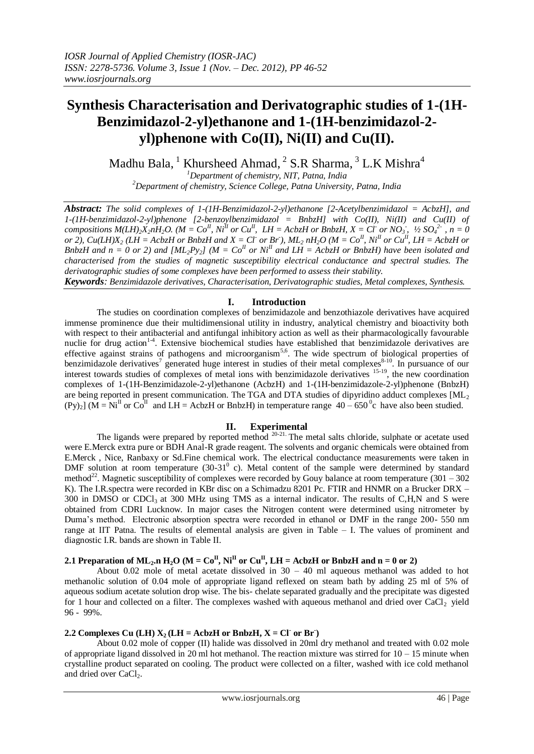# Synthesis Characterisation and Derivatographic studies of 1-(1H-Benzimidazol-2-yl)ethanone and 1-(1H-benzimidazol-2-yl)phenone with Co(II), Ni(II) and Cu(II).

Madhu Bala, [1] Khursheed Ahmad, [2] S.R Sharma, [3] L.K Mishra[4]

[1]Department of chemistry, NIT, Patna, India

[2]Department of chemistry, Science College, Patna University, Patna, India

***Abstract:*** *The solid complexes of 1-(1H-Benzimidazol-2-yl)ethanone [2-Acetylbenzimidazol = AcbzH], and 1-(1H-benzimidazol-2-yl)phenone [2-benzoylbenzimidazole = BnbzH] with Co(II), Ni(II) and Cu(II) of compositions $M(LH)_2X_2nH_2O$. ($M = Co^{II}$, $Ni^{II}$ or $Cu^{II}$, LH = AcbzH or BnbzH, $X = Cl^-$ or $NO_3^-$, ½ $SO_4^{2-}$, n = 0 or 2), $Cu(LH)X_2$ (LH = AcbzH or BnbzH and $X = Cl^-$ or $Br^-$), $ML_2$ $nH_2O$ ($M = Co^{II}$, $Ni^{II}$ or $Cu^{II}$, LH = AcbzH or BnbzH and n = 0 or 2) and $[ML_2Py_2]$ ($M = Co^{II}$ or $Ni^{II}$ and LH = AcbzH or BnbzH) have been isolated and characterised from the studies of magnetic susceptibility electrical conductance and spectral studies. The derivatographic studies of some complexes have been performed to assess their stability.*

***Keywords****: Benzimidazole derivatives, Characterisation, Derivatographic studies, Metal complexes, Synthesis.*

## I. Introduction

The studies on coordination complexes of benzimidazole and benzothiazole derivatives have acquired immense prominence due their multidimensional utility in industry, analytical chemistry and bioactivity both with respect to their antibacterial and antifungal inhibitory action as well as their pharmacologically favourable nuclie for drug action[1-4]. Extensive biochemical studies have established that benzimidazole derivatives are effective against strains of pathogens and microorganism[5,6]. The wide spectrum of biological properties of benzimidazole derivatives[7] generated huge interest in studies of their metal complexes[8-10]. In pursuance of our interest towards studies of complexes of metal ions with benzimidazole derivatives [15-19], the new coordination complexes of 1-(1H-Benzimidazole-2-yl)ethanone (AcbzH) and 1-(1H-benzimidazol-2-yl)phenone (BnbzH) are being reported in present communication. The TGA and DTA studies of dipyridino adduct complexes $[ML_2(Py)_2]$ ($M = Ni^{II}$ or $Co^{II}$ and LH = AcbzH or BnbzH) in temperature range 40 – 650 $^0$c have also been studied.

## II. Experimental

The ligands were prepared by reported method [20-21.] The metal salts chloride, sulphate or acetate used were E.Merck extra pure or BDH Anal-R grade reagent. The solvents and organic chemicals were obtained from E.Merck , Nice, Ranbaxy or Sd.Fine chemical work. The electrical conductance measurements were taken in DMF solution at room temperature (30-31$^0$ c). Metal content of the sample were determined by standard method[22]. Magnetic susceptibility of complexes were recorded by Gouy balance at room temperature (301 – 302 K). The I.R.spectra were recorded in KBr disc on a Schimadzu 8201 Pc. FTIR and HNMR on a Brucker DRX – 300 in DMSO or $CDCl_3$ at 300 MHz using TMS as a internal indicator. The results of C,H,N and S were obtained from CDRI Lucknow. In major cases the Nitrogen content were determined using nitrometer by Duma's method. Electronic absorption spectra were recorded in ethanol or DMF in the range 200- 550 nm range at IIT Patna. The results of elemental analysis are given in Table – I. The values of prominent and diagnostic I.R. bands are shown in Table II.

### 2.1 Preparation of $ML_2$.n $H_2O$ ($M = Co^{II}$, $Ni^{II}$ or $Cu^{II}$, LH = AcbzH or BnbzH and n = 0 or 2)

About 0.02 mole of metal acetate dissolved in 30 – 40 ml aqueous methanol was added to hot methanolic solution of 0.04 mole of appropriate ligand reflexed on steam bath by adding 25 ml of 5% of aqueous sodium acetate solution drop wise. The bis- chelate separated gradually and the precipitate was digested for 1 hour and collected on a filter. The complexes washed with aqueous methanol and dried over $CaCl_2$ yield 96 - 99%.

### 2.2 Complexes Cu (LH) $X_2$ (LH = AcbzH or BnbzH, $X = Cl^-$ or $Br^-$)

About 0.02 mole of copper (II) halide was dissolved in 20ml dry methanol and treated with 0.02 mole of appropriate ligand dissolved in 20 ml hot methanol. The reaction mixture was stirred for 10 – 15 minute when crystalline product separated on cooling. The product were collected on a filter, washed with ice cold methanol and dried over $CaCl_2$.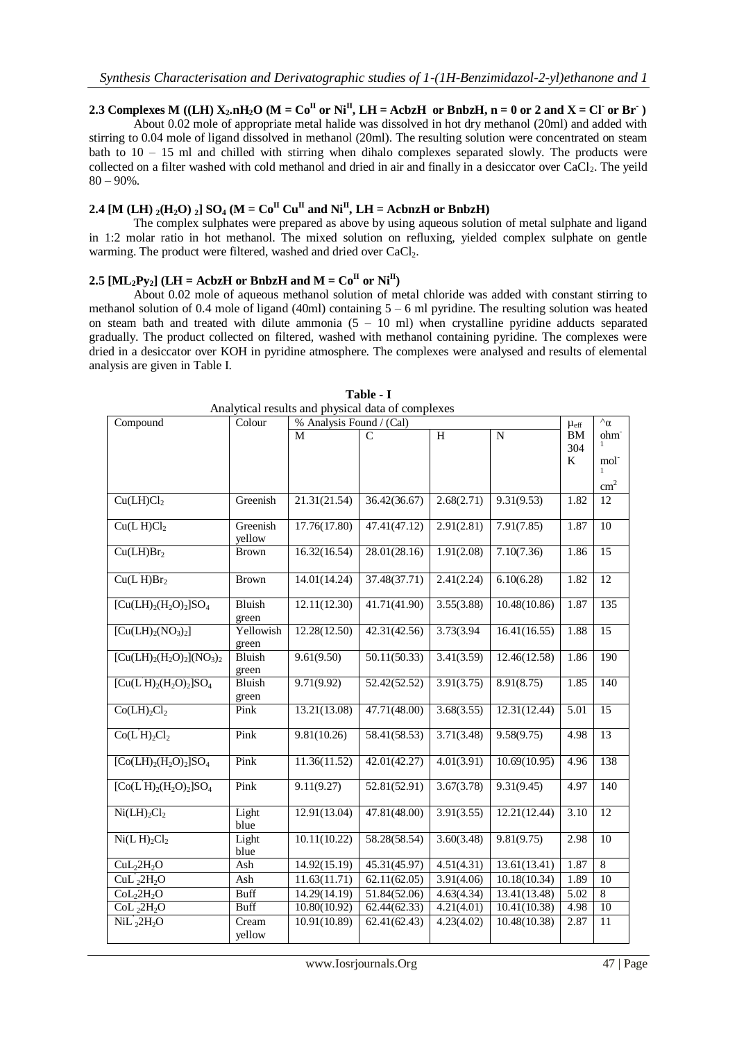### 2.3 Complexes M ((LH) $X_2$.n$H_2O$ (M = $Co^{II}$ or $Ni^{II}$, LH = AcbzH or BnbzH, n = 0 or 2 and X = $Cl^-$ or $Br^-$ )

About 0.02 mole of appropriate metal halide was dissolved in hot dry methanol (20ml) and added with stirring to 0.04 mole of ligand dissolved in methanol (20ml). The resulting solution were concentrated on steam bath to 10 – 15 ml and chilled with stirring when dihalo complexes separated slowly. The products were collected on a filter washed with cold methanol and dried in air and finally in a desiccator over $CaCl_2$. The yeild 80 – 90%.

### 2.4 [M (LH) $_2$($H_2O$) $_2$] $SO_4$ (M = $Co^{II}$ $Cu^{II}$ and $Ni^{II}$, LH = AcbnzH or BnbzH)

The complex sulphates were prepared as above by using aqueous solution of metal sulphate and ligand in 1:2 molar ratio in hot methanol. The mixed solution on refluxing, yielded complex sulphate on gentle warming. The product were filtered, washed and dried over $CaCl_2$.

### 2.5 [$ML_2Py_2$] (LH = AcbzH or BnbzH and M = $Co^{II}$ or $Ni^{II}$)

About 0.02 mole of aqueous methanol solution of metal chloride was added with constant stirring to methanol solution of 0.4 mole of ligand (40ml) containing 5 – 6 ml pyridine. The resulting solution was heated on steam bath and treated with dilute ammonia (5 – 10 ml) when crystalline pyridine adducts separated gradually. The product collected on filtered, washed with methanol containing pyridine. The complexes were dried in a desiccator over KOH in pyridine atmosphere. The complexes were analysed and results of elemental analysis are given in Table I.

**Table - I**
Analytical results and physical data of complexes

| Compound | Colour | % Analysis Found / (Cal) | | | | $\mu_{eff}$ BM 304 K | $^\wedge\alpha$ $ohm^{-1}$ $mol^{-1}$ $cm^2$ |
|---|---|---|---|---|---|---|---|
| | | M | C | H | N | | |
| $Cu(LH)Cl_2$ | Greenish | 21.31(21.54) | 36.42(36.67) | 2.68(2.71) | 9.31(9.53) | 1.82 | 12 |
| $Cu(L^{'}H)Cl_2$ | Greenish yellow | 17.76(17.80) | 47.41(47.12) | 2.91(2.81) | 7.91(7.85) | 1.87 | 10 |
| $Cu(LH)Br_2$ | Brown | 16.32(16.54) | 28.01(28.16) | 1.91(2.08) | 7.10(7.36) | 1.86 | 15 |
| $Cu(L^{'}H)Br_2$ | Brown | 14.01(14.24) | 37.48(37.71) | 2.41(2.24) | 6.10(6.28) | 1.82 | 12 |
| $[Cu(LH)_2(H_2O)_2]SO_4$ | Bluish green | 12.11(12.30) | 41.71(41.90) | 3.55(3.88) | 10.48(10.86) | 1.87 | 135 |
| $[Cu(LH)_2(NO_3)_2]$ | Yellowish green | 12.28(12.50) | 42.31(42.56) | 3.73(3.94 | 16.41(16.55) | 1.88 | 15 |
| $[Cu(LH)_2(H_2O)_2](NO_3)_2$ | Bluish green | 9.61(9.50) | 50.11(50.33) | 3.41(3.59) | 12.46(12.58) | 1.86 | 190 |
| $[Cu(L^{'}H)_2(H_2O)_2]SO_4$ | Bluish green | 9.71(9.92) | 52.42(52.52) | 3.91(3.75) | 8.91(8.75) | 1.85 | 140 |
| $Co(LH)_2Cl_2$ | Pink | 13.21(13.08) | 47.71(48.00) | 3.68(3.55) | 12.31(12.44) | 5.01 | 15 |
| $Co(L^{'}H)_2Cl_2$ | Pink | 9.81(10.26) | 58.41(58.53) | 3.71(3.48) | 9.58(9.75) | 4.98 | 13 |
| $[Co(LH)_2(H_2O)_2]SO_4$ | Pink | 11.36(11.52) | 42.01(42.27) | 4.01(3.91) | 10.69(10.95) | 4.96 | 138 |
| $[Co(L^{'}H)_2(H_2O)_2]SO_4$ | Pink | 9.11(9.27) | 52.81(52.91) | 3.67(3.78) | 9.31(9.45) | 4.97 | 140 |
| $Ni(LH)_2Cl_2$ | Light blue | 12.91(13.04) | 47.81(48.00) | 3.91(3.55) | 12.21(12.44) | 3.10 | 12 |
| $Ni(L^{'}H)_2Cl_2$ | Light blue | 10.11(10.22) | 58.28(58.54) | 3.60(3.48) | 9.81(9.75) | 2.98 | 10 |
| $CuL_22H_2O$ | Ash | 14.92(15.19) | 45.31(45.97) | 4.51(4.31) | 13.61(13.41) | 1.87 | 8 |
| $CuL^{'}_22H_2O$ | Ash | 11.63(11.71) | 62.11(62.05) | 3.91(4.06) | 10.18(10.34) | 1.89 | 10 |
| $CoL_22H_2O$ | Buff | 14.29(14.19) | 51.84(52.06) | 4.63(4.34) | 13.41(13.48) | 5.02 | 8 |
| $CoL^{'}_22H_2O$ | Buff | 10.80(10.92) | 62.44(62.33) | 4.21(4.01) | 10.41(10.38) | 4.98 | 10 |
| $NiL^{'}_22H_2O$ | Cream yellow | 10.91(10.89) | 62.41(62.43) | 4.23(4.02) | 10.48(10.38) | 2.87 | 11 |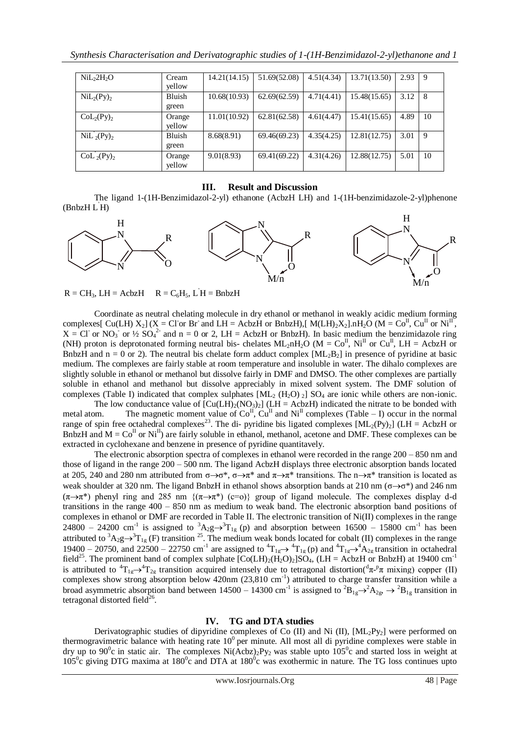| $NiL_2 2H_2O$ | Cream yellow | 14.21(14.15) | 51.69(52.08) | 4.51(4.34) | 13.71(13.50) | 2.93 | 9 |
|---|---|---|---|---|---|---|---|
| $NiL_2(Py)_2$ | Bluish green | 10.68(10.93) | 62.69(62.59) | 4.71(4.41) | 15.48(15.65) | 3.12 | 8 |
| $CoL_2(Py)_2$ | Orange yellow | 11.01(10.92) | 62.81(62.58) | 4.61(4.47) | 15.41(15.65) | 4.89 | 10 |
| $NiL'_2(Py)_2$ | Bluish green | 8.68(8.91) | 69.46(69.23) | 4.35(4.25) | 12.81(12.75) | 3.01 | 9 |
| $CoL'_2(Py)_2$ | Orange yellow | 9.01(8.93) | 69.41(69.22) | 4.31(4.26) | 12.88(12.75) | 5.01 | 10 |

## III. Result and Discussion

The ligand 1-(1H-Benzimidazol-2-yl) ethanone (AcbzH LH) and 1-(1H-benzimidazole-2-yl)phenone (BnbzH L'H)

$R = CH_3$, LH = AcbzH  $R = C_6H_5$, L'H = BnbzH

Coordinate as neutral chelating molecule in dry ethanol or methanol in weakly acidic medium forming complexes[ Cu(LH) $X_2$] (X = $Cl^-$or $Br^-$ and LH = AcbzH or BnbzH),[ $M(LH)_2X_2$].$nH_2O$ (M = $Co^{II}$, $Cu^{II}$ or $Ni^{II}$, X = $Cl^-$ or $NO_3^-$ or ½ $SO_4^{2-}$ and n = 0 or 2, LH = AcbzH or BnbzH). In basic medium the benzimidazole ring (NH) proton is deprotonated forming neutral bis- chelates $ML_2nH_2O$ (M = $Co^{II}$, $Ni^{II}$ or $Cu^{II}$, LH = AcbzH or BnbzH and n = 0 or 2). The neutral bis chelate form adduct complex [$ML_2B_2$] in presence of pyridine at basic medium. The complexes are fairly stable at room temperature and insoluble in water. The dihalo complexes are slightly soluble in ethanol or methanol but dissolve fairly in DMF and DMSO. The other complexes are partially soluble in ethanol and methanol but dissolve appreciably in mixed solvent system. The DMF solution of complexes (Table I) indicated that complex sulphates [$ML_2$ $(H_2O)_2$] $SO_4$ are ionic while others are non-ionic.

The low conductance value of [$Cu(LH)_2(NO_3)_2$] (LH = AcbzH) indicated the nitrate to be bonded with metal atom. The magnetic moment value of $Co^{II}$, $Cu^{II}$ and $Ni^{II}$ complexes (Table – I) occur in the normal range of spin free octahedral complexes[23]. The di- pyridine bis ligated complexes [$ML_2(Py)_2$] (LH = AcbzH or BnbzH and M = $Co^{II}$ or $Ni^{II}$) are fairly soluble in ethanol, methanol, acetone and DMF. These complexes can be extracted in cyclohexane and benzene in presence of pyridine quantitavely.

The electronic absorption spectra of complexes in ethanol were recorded in the range 200 – 850 nm and those of ligand in the range 200 – 500 nm. The ligand AcbzH displays three electronic absorption bands located at 205, 240 and 280 nm attributed from $\sigma\rightarrow\sigma^*$, $\sigma\rightarrow\pi^*$ and $\pi\rightarrow\pi^*$ transitions. The $n\rightarrow\pi^*$ transition is located as weak shoulder at 320 nm. The ligand BnbzH in ethanol shows absorption bands at 210 nm ($\sigma\rightarrow\sigma^*$) and 246 nm ($\pi\rightarrow\pi^*$) phenyl ring and 285 nm {($\pi\rightarrow\pi^*$) (c=o)} group of ligand molecule. The complexes display d-d transitions in the range 400 – 850 nm as medium to weak band. The electronic absorption band positions of complexes in ethanol or DMF are recorded in Table II. The electronic transition of Ni(II) complexes in the range 24800 – 24200 $cm^{-1}$ is assigned to ${}^3A_2g\rightarrow{}^3T_{1g}$ (p) and absorption between 16500 – 15800 $cm^{-1}$ has been attributed to ${}^3A_2g\rightarrow{}^3T_{1g}$ (F) transition [25]. The medium weak bonds located for cobalt (II) complexes in the range 19400 – 20750, and 22500 – 22750 $cm^{-1}$ are assigned to ${}^4T_{1g}\rightarrow{}^4T_{1g}$ (p) and ${}^4T_{1g}\rightarrow{}^4A_{2g}$ transition in octahedral field[25]. The prominent band of complex sulphate [$Co(LH)_2(H_2O)_2$]$SO_4$, (LH = AcbzH or BnbzH) at 19400 $cm^{-1}$ is attributed to ${}^4T_{1g}\rightarrow{}^4T_{2g}$ transition acquired intensely due to tetragonal distortion(${}^d\pi$-${}^p\pi$ mixing) copper (II) complexes show strong absorption below 420nm (23,810 $cm^{-1}$) attributed to charge transfer transition while a broad asymmetric absorption band between 14500 – 14300 $cm^{-1}$ is assigned to ${}^2B_{1g}\rightarrow{}^2A_{2g}$, $\rightarrow{}^2B_{1g}$ transition in tetragonal distorted field[26].

## IV. TG and DTA studies

Derivatographic studies of dipyridine complexes of Co (II) and Ni (II), [$ML_2Py_2$] were performed on thermogravimetric balance with heating rate $10^0$ per minute. All most all di pyridine complexes were stable in dry up to $90^0$c in static air. The complexes $Ni(Acbz)_2Py_2$ was stable upto $105^0$c and started loss in weight at $105^0$c giving DTG maxima at $180^0$c and DTA at $180^0$c was exothermic in nature. The TG loss continues upto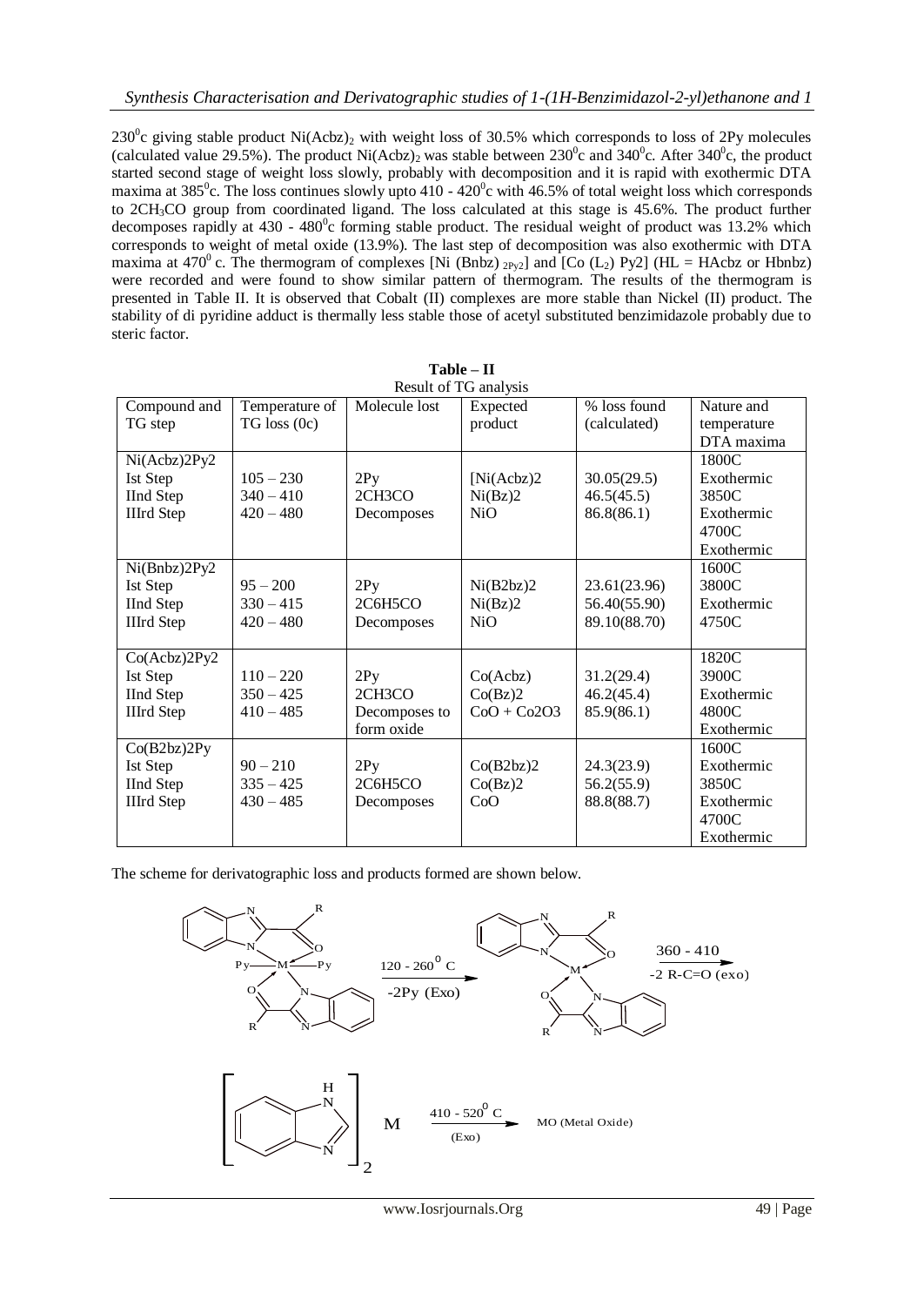$230^0$c giving stable product $Ni(Acbz)_2$ with weight loss of 30.5% which corresponds to loss of 2Py molecules (calculated value 29.5%). The product $Ni(Acbz)_2$ was stable between $230^0$c and $340^0$c. After $340^0$c, the product started second stage of weight loss slowly, probably with decomposition and it is rapid with exothermic DTA maxima at $385^0$c. The loss continues slowly upto 410 - $420^0$c with 46.5% of total weight loss which corresponds to $2CH_3CO$ group from coordinated ligand. The loss calculated at this stage is 45.6%. The product further decomposes rapidly at 430 - $480^0$c forming stable product. The residual weight of product was 13.2% which corresponds to weight of metal oxide (13.9%). The last step of decomposition was also exothermic with DTA maxima at $470^0$ c. The thermogram of complexes [Ni $(Bnbz)_{2Py2}$] and [Co $(L_2)$ Py2] (HL = HAcbz or Hbnbz) were recorded and were found to show similar pattern of thermogram. The results of the thermogram is presented in Table II. It is observed that Cobalt (II) complexes are more stable than Nickel (II) product. The stability of di pyridine adduct is thermally less stable those of acetyl substituted benzimidazole probably due to steric factor.

**Table – II**
Result of TG analysis

| Compound and TG step | Temperature of TG loss (0c) | Molecule lost | Expected product | % loss found (calculated) | Nature and temperature DTA maxima |
|---|---|---|---|---|---|
| Ni(Acbz)2Py2 | | | | | 1800C |
| Ist Step | 105 – 230 | 2Py | [Ni(Acbz)2 | 30.05(29.5) | Exothermic |
| IInd Step | 340 – 410 | 2CH3CO | Ni(Bz)2 | 46.5(45.5) | 3850C |
| IIIrd Step | 420 – 480 | Decomposes | NiO | 86.8(86.1) | Exothermic |
| | | | | | 4700C |
| | | | | | Exothermic |
| Ni(Bnbz)2Py2 | | | | | 1600C |
| Ist Step | 95 – 200 | 2Py | Ni(B2bz)2 | 23.61(23.96) | 3800C |
| IInd Step | 330 – 415 | 2C6H5CO | Ni(Bz)2 | 56.40(55.90) | Exothermic |
| IIIrd Step | 420 – 480 | Decomposes | NiO | 89.10(88.70) | 4750C |
| Co(Acbz)2Py2 | | | | | 1820C |
| Ist Step | 110 – 220 | 2Py | Co(Acbz) | 31.2(29.4) | 3900C |
| IInd Step | 350 – 425 | 2CH3CO | Co(Bz)2 | 46.2(45.4) | Exothermic |
| IIIrd Step | 410 – 485 | Decomposes to form oxide | CoO + Co2O3 | 85.9(86.1) | 4800C |
| | | | | | Exothermic |
| Co(B2bz)2Py | | | | | 1600C |
| Ist Step | 90 – 210 | 2Py | Co(B2bz)2 | 24.3(23.9) | Exothermic |
| IInd Step | 335 – 425 | 2C6H5CO | Co(Bz)2 | 56.2(55.9) | 3850C |
| IIIrd Step | 430 – 485 | Decomposes | CoO | 88.8(88.7) | Exothermic |
| | | | | | 4700C |
| | | | | | Exothermic |

The scheme for derivatographic loss and products formed are shown below.

120 - $260^0$ C, -2Py (Exo) → 360 - 410, -2 R-C=O (exo) → [benzimidazole]$_2$ M → 410 - $520^0$ C (Exo) → MO (Metal Oxide)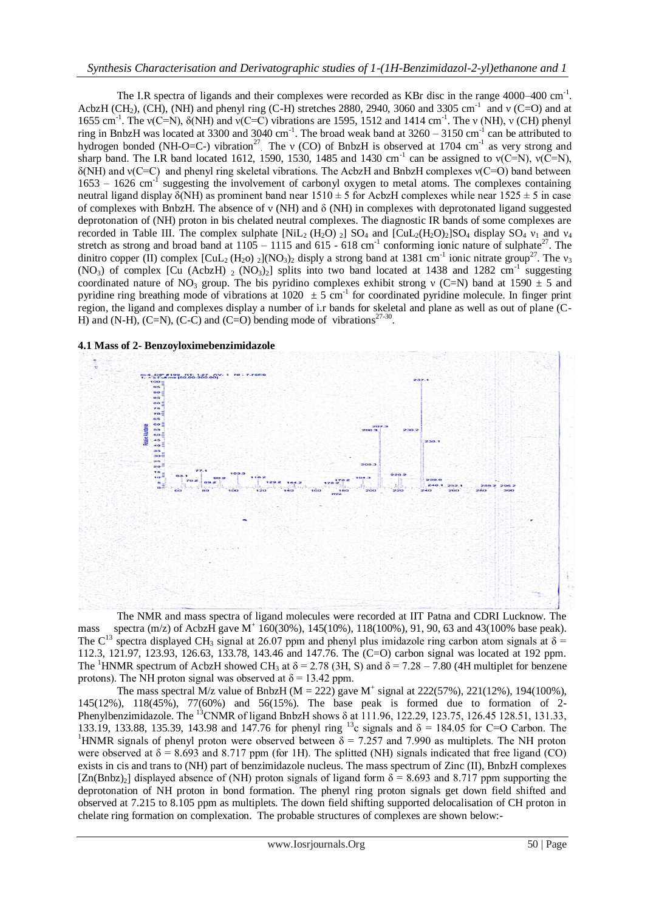The I.R spectra of ligands and their complexes were recorded as KBr disc in the range 4000–400 $cm^{-1}$. AcbzH ($CH_2$), (CH), (NH) and phenyl ring (C-H) stretches 2880, 2940, 3060 and 3305 $cm^{-1}$ and ν (C=O) and at 1655 $cm^{-1}$. The ν(C=N), δ(NH) and ν(C=C) vibrations are 1595, 1512 and 1414 $cm^{-1}$. The ν (NH), ν (CH) phenyl ring in BnbzH was located at 3300 and 3040 $cm^{-1}$. The broad weak band at 3260 – 3150 $cm^{-1}$ can be attributed to hydrogen bonded (NH-O=C-) vibration[27]. The ν (CO) of BnbzH is observed at 1704 $cm^{-1}$ as very strong and sharp band. The I.R band located 1612, 1590, 1530, 1485 and 1430 $cm^{-1}$ can be assigned to ν(C=N), ν(C=N), δ(NH) and ν(C=C) and phenyl ring skeletal vibrations. The AcbzH and BnbzH complexes ν(C=O) band between 1653 – 1626 $cm^{-1}$ suggesting the involvement of carbonyl oxygen to metal atoms. The complexes containing neutral ligand display δ(NH) as prominent band near 1510 ± 5 for AcbzH complexes while near 1525 ± 5 in case of complexes with BnbzH. The absence of ν (NH) and δ (NH) in complexes with deprotonated ligand suggested deprotonation of (NH) proton in bis chelated neutral complexes. The diagnostic IR bands of some complexes are recorded in Table III. The complex sulphate $[NiL_2(H_2O)_2]SO_4$ and $[CuL_2(H_2O)_2]SO_4$ display $SO_4$ $\nu_1$ and $\nu_4$ stretch as strong and broad band at 1105 – 1115 and 615 - 618 $cm^{-1}$ conforming ionic nature of sulphate[27]. The dinitro copper (II) complex $[CuL_2(H_2o)_2](NO_3)_2$ disply a strong band at 1381 $cm^{-1}$ ionic nitrate group[27]. The $\nu_3$ ($NO_3$) of complex $[Cu(AcbzH)_2(NO_3)_2]$ splits into two band located at 1438 and 1282 $cm^{-1}$ suggesting coordinated nature of $NO_3$ group. The bis pyridino complexes exhibit strong ν (C=N) band at 1590 ± 5 and pyridine ring breathing mode of vibrations at 1020 ± 5 $cm^{-1}$ for coordinated pyridine molecule. In finger print region, the ligand and complexes display a number of i.r bands for skeletal and plane as well as out of plane (C-H) and (N-H), (C=N), (C-C) and (C=O) bending mode of vibrations[27-30].

**4.1 Mass of 2- Benzoyloximebenzimidazole**

The NMR and mass spectra of ligand molecules were recorded at IIT Patna and CDRI Lucknow. The mass spectra (m/z) of AcbzH gave $M^+$ 160(30%), 145(10%), 118(100%), 91, 90, 63 and 43(100% base peak). The $C^{13}$ spectra displayed $CH_3$ signal at 26.07 ppm and phenyl plus imidazole ring carbon atom signals at δ = 112.3, 121.97, 123.93, 126.63, 133.78, 143.46 and 147.76. The (C=O) carbon signal was located at 192 ppm. The $^1$HNMR spectrum of AcbzH showed $CH_3$ at δ = 2.78 (3H, S) and δ = 7.28 – 7.80 (4H multiplet for benzene protons). The NH proton signal was observed at δ = 13.42 ppm.

The mass spectral M/z value of BnbzH (M = 222) gave $M^+$ signal at 222(57%), 221(12%), 194(100%), 145(12%), 118(45%), 77(60%) and 56(15%). The base peak is formed due to formation of 2-Phenylbenzimidazole. The $^{13}$CNMR of ligand BnbzH shows δ at 111.96, 122.29, 123.75, 126.45 128.51, 131.33, 133.19, 133.88, 135.39, 143.98 and 147.76 for phenyl ring $^{13}$c signals and δ = 184.05 for C=O Carbon. The $^1$HNMR signals of phenyl proton were observed between δ = 7.257 and 7.990 as multiplets. The NH proton were observed at δ = 8.693 and 8.717 ppm (for 1H). The splitted (NH) signals indicated that free ligand (CO) exists in cis and trans to (NH) part of benzimidazole nucleus. The mass spectrum of Zinc (II), BnbzH complexes $[Zn(Bnbz)_2]$ displayed absence of (NH) proton signals of ligand form δ = 8.693 and 8.717 ppm supporting the deprotonation of NH proton in bond formation. The phenyl ring proton signals get down field shifted and observed at 7.215 to 8.105 ppm as multiplets. The down field shifting supported delocalisation of CH proton in chelate ring formation on complexation. The probable structures of complexes are shown below:-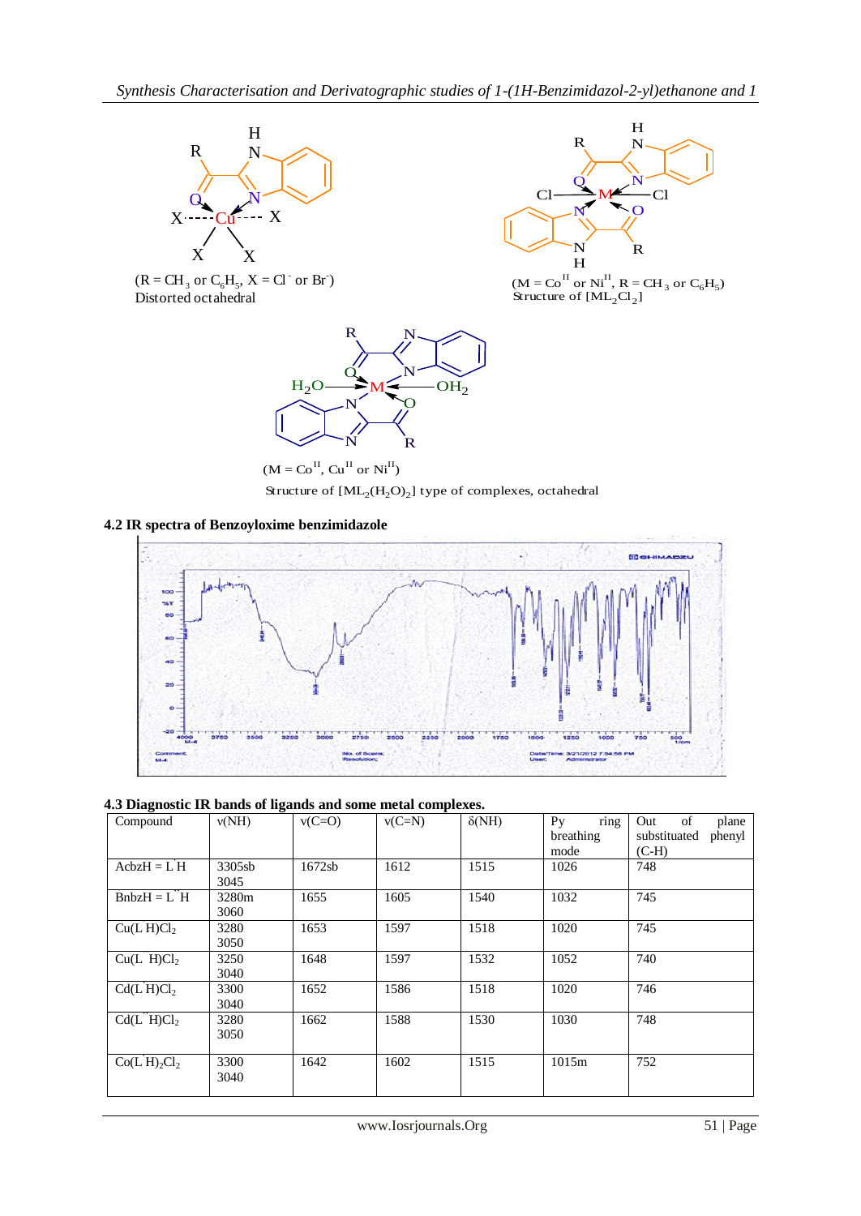(R = $CH_3$ or $C_6H_5$, X = $Cl^-$ or $Br^-$)
Distorted octahedral

(M = $Co^{II}$ or $Ni^{II}$, R = $CH_3$ or $C_6H_5$)
Structure of $[ML_2Cl_2]$

(M = $Co^{II}$, $Cu^{II}$ or $Ni^{II}$)
Structure of $[ML_2(H_2O)_2]$ type of complexes, octahedral

### 4.2 IR spectra of Benzoyloxime benzimidazole

### 4.3 Diagnostic IR bands of ligands and some metal complexes.

| Compound | ν(NH) | ν(C=O) | ν(C=N) | δ(NH) | Py ring breathing mode | Out of plane substituated phenyl (C-H) |
|---|---|---|---|---|---|---|
| AcbzH = L'H | 3305sb 3045 | 1672sb | 1612 | 1515 | 1026 | 748 |
| BnbzH = L''H | 3280m 3060 | 1655 | 1605 | 1540 | 1032 | 745 |
| $Cu(L'H)Cl_2$ | 3280 3050 | 1653 | 1597 | 1518 | 1020 | 745 |
| $Cu(L''H)Cl_2$ | 3250 3040 | 1648 | 1597 | 1532 | 1052 | 740 |
| $Cd(L'H)Cl_2$ | 3300 3040 | 1652 | 1586 | 1518 | 1020 | 746 |
| $Cd(L''H)Cl_2$ | 3280 3050 | 1662 | 1588 | 1530 | 1030 | 748 |
| $Co(L'H)_2Cl_2$ | 3300 3040 | 1642 | 1602 | 1515 | 1015m | 752 |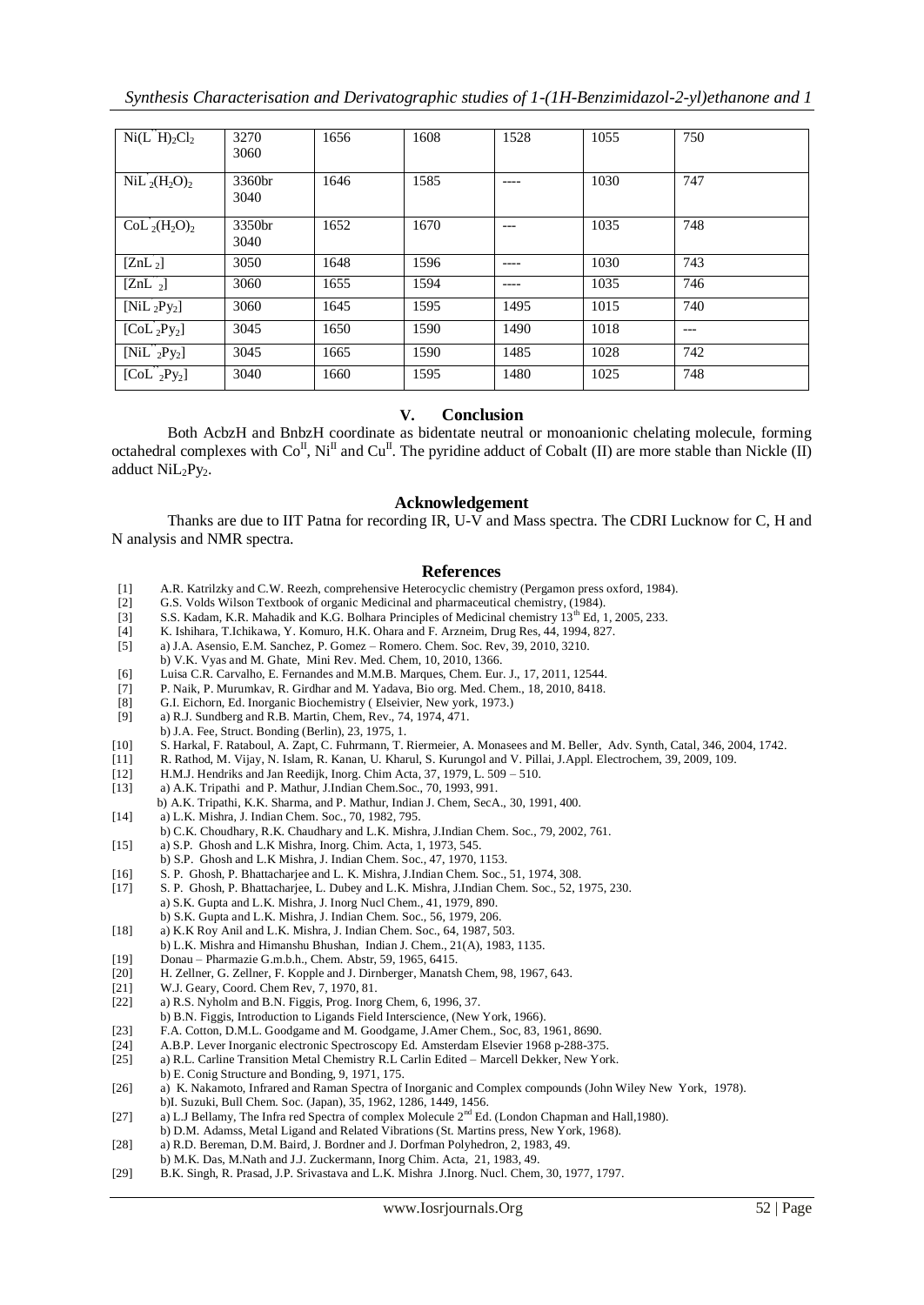| | | | | | | |
|---|---|---|---|---|---|---|
| $Ni(L^{''}H)_2Cl_2$ | 3270<br>3060 | 1656 | 1608 | 1528 | 1055 | 750 |
| $NiL^{'}_2(H_2O)_2$ | 3360br<br>3040 | 1646 | 1585 | ---- | 1030 | 747 |
| $CoL^{'}_2(H_2O)_2$ | 3350br<br>3040 | 1652 | 1670 | --- | 1035 | 748 |
| $[ZnL^{'}_2]$ | 3050 | 1648 | 1596 | ---- | 1030 | 743 |
| $[ZnL^{''}_2]$ | 3060 | 1655 | 1594 | ---- | 1035 | 746 |
| $[NiL^{'}_2Py_2]$ | 3060 | 1645 | 1595 | 1495 | 1015 | 740 |
| $[CoL^{'}_2Py_2]$ | 3045 | 1650 | 1590 | 1490 | 1018 | --- |
| $[NiL^{''}_2Py_2]$ | 3045 | 1665 | 1590 | 1485 | 1028 | 742 |
| $[CoL^{''}_2Py_2]$ | 3040 | 1660 | 1595 | 1480 | 1025 | 748 |

## V. Conclusion

Both AcbzH and BnbzH coordinate as bidentate neutral or monoanionic chelating molecule, forming octahedral complexes with $Co^{II}$, $Ni^{II}$ and $Cu^{II}$. The pyridine adduct of Cobalt (II) are more stable than Nickle (II) adduct $NiL_2Py_2$.

## Acknowledgement

Thanks are due to IIT Patna for recording IR, U-V and Mass spectra. The CDRI Lucknow for C, H and N analysis and NMR spectra.

## References

[1] A.R. Katrilzky and C.W. Reezh, comprehensive Heterocyclic chemistry (Pergamon press oxford, 1984).
[2] G.S. Volds Wilson Textbook of organic Medicinal and pharmaceutical chemistry, (1984).
[3] S.S. Kadam, K.R. Mahadik and K.G. Bolhara Principles of Medicinal chemistry 13th Ed, 1, 2005, 233.
[4] K. Ishihara, T.Ichikawa, Y. Komuro, H.K. Ohara and F. Arzneim, Drug Res, 44, 1994, 827.
[5] a) J.A. Asensio, E.M. Sanchez, P. Gomez – Romero. Chem. Soc. Rev, 39, 2010, 3210.
b) V.K. Vyas and M. Ghate, Mini Rev. Med. Chem, 10, 2010, 1366.
[6] Luisa C.R. Carvalho, E. Fernandes and M.M.B. Marques, Chem. Eur. J., 17, 2011, 12544.
[7] P. Naik, P. Murumkav, R. Girdhar and M. Yadava, Bio org. Med. Chem., 18, 2010, 8418.
[8] G.I. Eichorn, Ed. Inorganic Biochemistry ( Elseivier, New york, 1973.)
[9] a) R.J. Sundberg and R.B. Martin, Chem, Rev., 74, 1974, 471.
b) J.A. Fee, Struct. Bonding (Berlin), 23, 1975, 1.
[10] S. Harkal, F. Rataboul, A. Zapt, C. Fuhrmann, T. Riermeier, A. Monasees and M. Beller, Adv. Synth, Catal, 346, 2004, 1742.
[11] R. Rathod, M. Vijay, N. Islam, R. Kanan, U. Kharul, S. Kurungol and V. Pillai, J.Appl. Electrochem, 39, 2009, 109.
[12] H.M.J. Hendriks and Jan Reedijk, Inorg. Chim Acta, 37, 1979, L. 509 – 510.
[13] a) A.K. Tripathi and P. Mathur, J.Indian Chem.Soc., 70, 1993, 991.
b) A.K. Tripathi, K.K. Sharma, and P. Mathur, Indian J. Chem, SecA., 30, 1991, 400.
[14] a) L.K. Mishra, J. Indian Chem. Soc., 70, 1982, 795.
b) C.K. Choudhary, R.K. Chaudhary and L.K. Mishra, J.Indian Chem. Soc., 79, 2002, 761.
[15] a) S.P. Ghosh and L.K Mishra, Inorg. Chim. Acta, 1, 1973, 545.
b) S.P. Ghosh and L.K Mishra, J. Indian Chem. Soc., 47, 1970, 1153.
[16] S. P. Ghosh, P. Bhattacharjee and L. K. Mishra, J.Indian Chem. Soc., 51, 1974, 308.
[17] S. P. Ghosh, P. Bhattacharjee, L. Dubey and L.K. Mishra, J.Indian Chem. Soc., 52, 1975, 230.
a) S.K. Gupta and L.K. Mishra, J. Inorg Nucl Chem., 41, 1979, 890.
b) S.K. Gupta and L.K. Mishra, J. Indian Chem. Soc., 56, 1979, 206.
[18] a) K.K Roy Anil and L.K. Mishra, J. Indian Chem. Soc., 64, 1987, 503.
b) L.K. Mishra and Himanshu Bhushan, Indian J. Chem., 21(A), 1983, 1135.
[19] Donau – Pharmazie G.m.b.h., Chem. Abstr, 59, 1965, 6415.
[20] H. Zellner, G. Zellner, F. Kopple and J. Dirnberger, Manatsh Chem, 98, 1967, 643.
[21] W.J. Geary, Coord. Chem Rev, 7, 1970, 81.
[22] a) R.S. Nyholm and B.N. Figgis, Prog. Inorg Chem, 6, 1996, 37.
b) B.N. Figgis, Introduction to Ligands Field Interscience, (New York, 1966).
[23] F.A. Cotton, D.M.L. Goodgame and M. Goodgame, J.Amer Chem., Soc, 83, 1961, 8690.
[24] A.B.P. Lever Inorganic electronic Spectroscopy Ed. Amsterdam Elsevier 1968 p-288-375.
[25] a) R.L. Carline Transition Metal Chemistry R.L Carlin Edited – Marcell Dekker, New York.
b) E. Conig Structure and Bonding, 9, 1971, 175.
[26] a) K. Nakamoto, Infrared and Raman Spectra of Inorganic and Complex compounds (John Wiley New York, 1978).
b)I. Suzuki, Bull Chem. Soc. (Japan), 35, 1962, 1286, 1449, 1456.
[27] a) L.J Bellamy, The Infra red Spectra of complex Molecule 2nd Ed. (London Chapman and Hall,1980).
b) D.M. Adamss, Metal Ligand and Related Vibrations (St. Martins press, New York, 1968).
[28] a) R.D. Bereman, D.M. Baird, J. Bordner and J. Dorfman Polyhedron, 2, 1983, 49.
b) M.K. Das, M.Nath and J.J. Zuckermann, Inorg Chim. Acta, 21, 1983, 49.
[29] B.K. Singh, R. Prasad, J.P. Srivastava and L.K. Mishra J.Inorg. Nucl. Chem, 30, 1977, 1797.